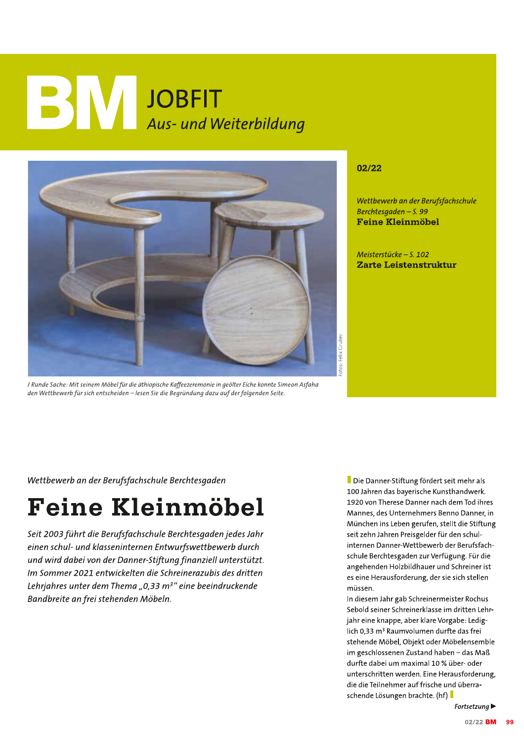# BM JOBFIT

*Aus- und Weiterbildung*

/ Runde Sache: Mit seinem Möbel für die äthiopische Kaffeezeremonie in geölter Eiche konnte Simeon Asfaha den Wettbewerb für sich entscheiden – lesen Sie die Begründung dazu auf der folgenden Seite.

Fotos: Felix Gruber

**02/22**

*Wettbewerb an der Berufsfachschule Berchtesgaden – S. 99*
**Feine Kleinmöbel**

*Meisterstücke – S. 102*
**Zarte Leistenstruktur**

*Wettbewerb an der Berufsfachschule Berchtesgaden*

## Feine Kleinmöbel

*Seit 2003 führt die Berufsfachschule Berchtesgaden jedes Jahr einen schul- und klasseninternen Entwurfswettbewerb durch und wird dabei von der Danner-Stiftung finanziell unterstützt. Im Sommer 2021 entwickelten die Schreinerazubis des dritten Lehrjahres unter dem Thema „0,33 m³" eine beeindruckende Bandbreite an frei stehenden Möbeln.*

Die Danner-Stiftung fördert seit mehr als 100 Jahren das bayerische Kunsthandwerk. 1920 von Therese Danner nach dem Tod ihres Mannes, des Unternehmers Benno Danner, in München ins Leben gerufen, stellt die Stiftung seit zehn Jahren Preisgelder für den schulinternen Danner-Wettbewerb der Berufsfachschule Berchtesgaden zur Verfügung. Für die angehenden Holzbildhauer und Schreiner ist es eine Herausforderung, der sie sich stellen müssen.

In diesem Jahr gab Schreinermeister Rochus Sebold seiner Schreinerklasse im dritten Lehrjahr eine knappe, aber klare Vorgabe: Lediglich 0,33 m³ Raumvolumen durfte das frei stehende Möbel, Objekt oder Möbelensemble im geschlossenen Zustand haben – das Maß durfte dabei um maximal 10 % über- oder unterschritten werden. Eine Herausforderung, die die Teilnehmer auf frische und überraschende Lösungen brachte. (hf)

*Fortsetzung ▶*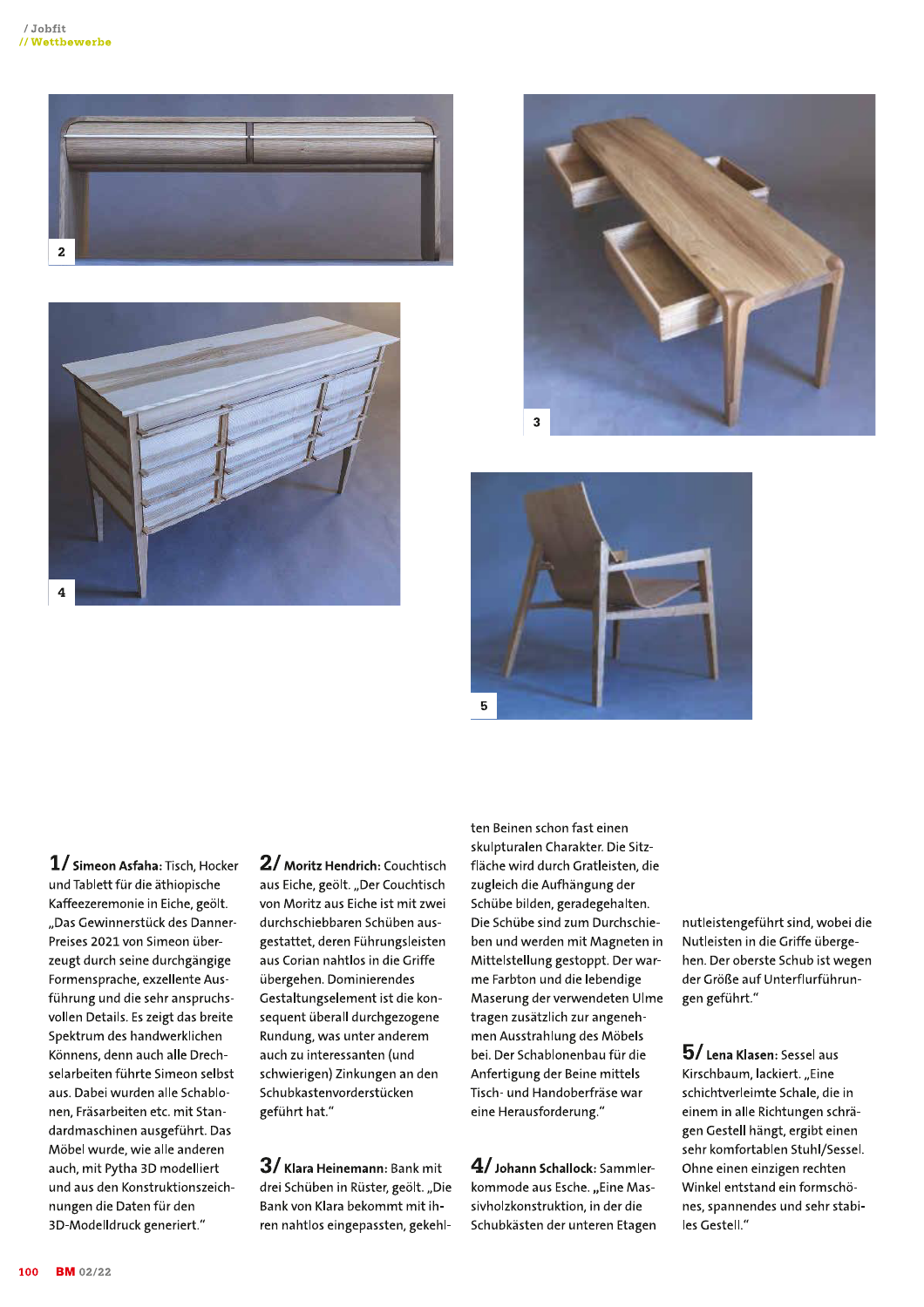**1/ Simeon Asfaha:** Tisch, Hocker und Tablett für die äthiopische Kaffeezeremonie in Eiche, geölt. „Das Gewinnerstück des Danner-Preises 2021 von Simeon überzeugt durch seine durchgängige Formensprache, exzellente Ausführung und die sehr anspruchsvollen Details. Es zeigt das breite Spektrum des handwerklichen Könnens, denn auch alle Drechselarbeiten führte Simeon selbst aus. Dabei wurden alle Schablonen, Fräsarbeiten etc. mit Standardmaschinen ausgeführt. Das Möbel wurde, wie alle anderen auch, mit Pytha 3D modelliert und aus den Konstruktionszeichnungen die Daten für den 3D-Modelldruck generiert."

**2/ Moritz Hendrich:** Couchtisch aus Eiche, geölt. „Der Couchtisch von Moritz aus Eiche ist mit zwei durchschiebbaren Schüben ausgestattet, deren Führungsleisten aus Corian nahtlos in die Griffe übergehen. Dominierendes Gestaltungselement ist die konsequent überall durchgezogene Rundung, was unter anderem auch zu interessanten (und schwierigen) Zinkungen an den Schubkastenvorderstücken geführt hat."

**3/ Klara Heinemann:** Bank mit drei Schüben in Rüster, geölt. „Die Bank von Klara bekommt mit ihren nahtlos eingepassten, gekehlten Beinen schon fast einen skulpturalen Charakter. Die Sitzfläche wird durch Gratleisten, die zugleich die Aufhängung der Schübe bilden, geradegehalten. Die Schübe sind zum Durchschieben und werden mit Magneten in Mittelstellung gestoppt. Der warme Farbton und die lebendige Maserung der verwendeten Ulme tragen zusätzlich zur angenehmen Ausstrahlung des Möbels bei. Der Schablonenbau für die Anfertigung der Beine mittels Tisch- und Handoberfräse war eine Herausforderung."

**4/ Johann Schallock:** Sammlerkommode aus Esche. „Eine Massivholzkonstruktion, in der die Schubkästen der unteren Etagen nutleistengeführt sind, wobei die Nutleisten in die Griffe übergehen. Der oberste Schub ist wegen der Größe auf Unterflurführungen geführt."

**5/ Lena Klasen:** Sessel aus Kirschbaum, lackiert. „Eine schichtverleimte Schale, die in einem in alle Richtungen schrägen Gestell hängt, ergibt einen sehr komfortablen Stuhl/Sessel. Ohne einen einzigen rechten Winkel entstand ein formschönes, spannendes und sehr stabiles Gestell."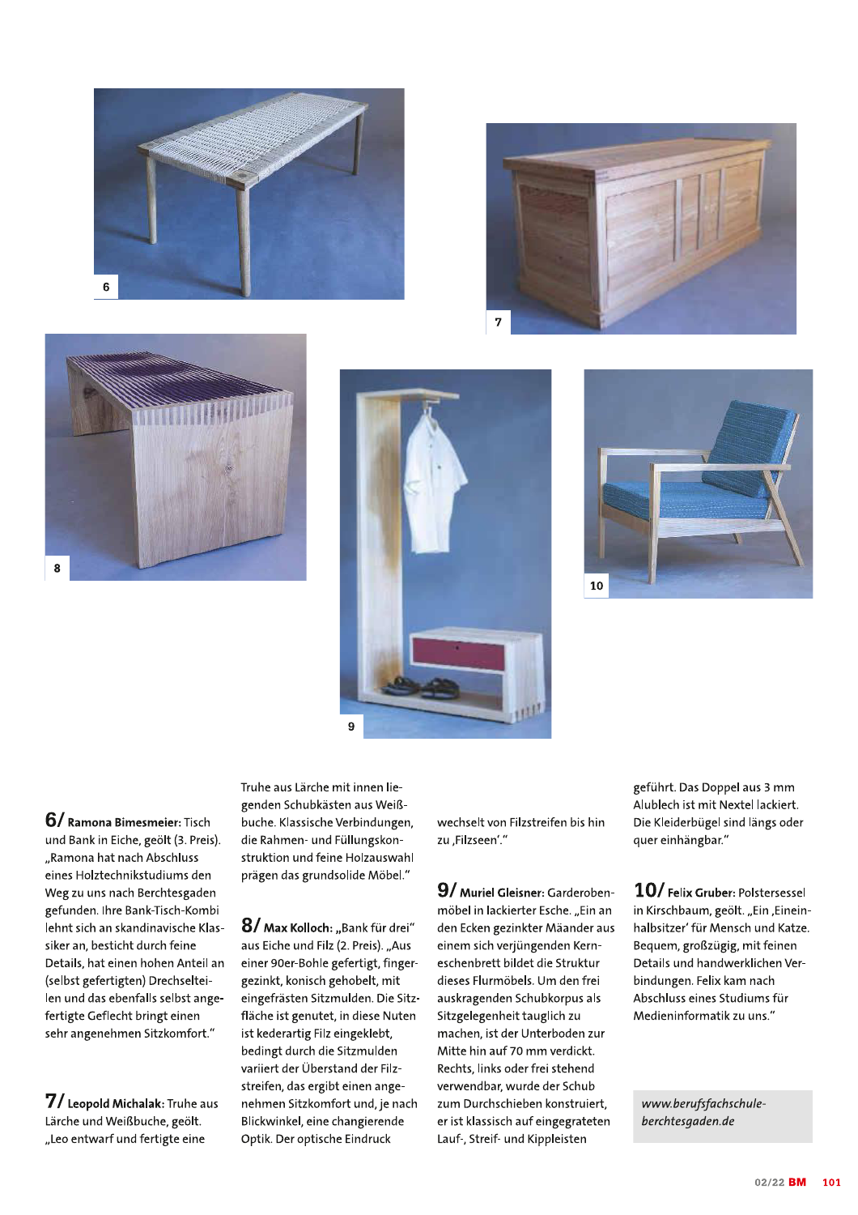6

7

8

9

10

**6/ Ramona Bimesmeier:** Tisch und Bank in Eiche, geölt (3. Preis). „Ramona hat nach Abschluss eines Holztechnikstudiums den Weg zu uns nach Berchtesgaden gefunden. Ihre Bank-Tisch-Kombi lehnt sich an skandinavische Klassiker an, besticht durch feine Details, hat einen hohen Anteil an (selbst gefertigten) Drechselteilen und das ebenfalls selbst angefertigte Geflecht bringt einen sehr angenehmen Sitzkomfort."

**7/ Leopold Michalak:** Truhe aus Lärche und Weißbuche, geölt. „Leo entwarf und fertigte eine Truhe aus Lärche mit innen liegenden Schubkästen aus Weißbuche. Klassische Verbindungen, die Rahmen- und Füllungskonstruktion und feine Holzauswahl prägen das grundsolide Möbel."

**8/ Max Kolloch:** „Bank für drei" aus Eiche und Filz (2. Preis). „Aus einer 90er-Bohle gefertigt, fingergezinkt, konisch gehobelt, mit eingefrästen Sitzmulden. Die Sitzfläche ist genutet, in diese Nuten ist kederartig Filz eingeklebt, bedingt durch die Sitzmulden variiert der Überstand der Filzstreifen, das ergibt einen angenehmen Sitzkomfort und, je nach Blickwinkel, eine changierende Optik. Der optische Eindruck wechselt von Filzstreifen bis hin zu ‚Filzseen'."

**9/ Muriel Gleisner:** Garderobenmöbel in lackierter Esche. „Ein an den Ecken gezinkter Mäander aus einem sich verjüngenden Kerneschenbrett bildet die Struktur dieses Flurmöbels. Um den frei auskragenden Schubkorpus als Sitzgelegenheit tauglich zu machen, ist der Unterboden zur Mitte hin auf 70 mm verdickt. Rechts, links oder frei stehend verwendbar, wurde der Schub zum Durchschieben konstruiert, er ist klassisch auf eingegrateten Lauf-, Streif- und Kippleisten geführt. Das Doppel aus 3 mm Alublech ist mit Nextel lackiert. Die Kleiderbügel sind längs oder quer einhängbar."

**10/ Felix Gruber:** Polstersessel in Kirschbaum, geölt. „Ein ‚Eineinhalbsitzer' für Mensch und Katze. Bequem, großzügig, mit feinen Details und handwerklichen Verbindungen. Felix kam nach Abschluss eines Studiums für Medieninformatik zu uns."

*www.berufsfachschule-berchtesgaden.de*